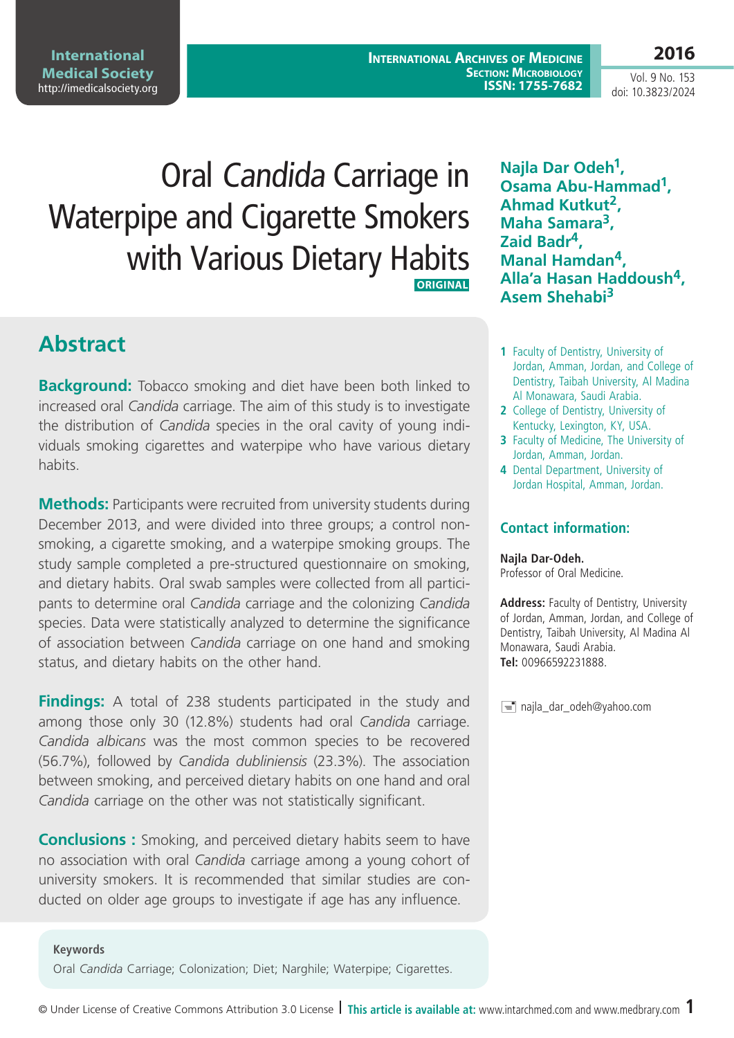# Oral *Candida* Carriage in Waterpipe and Cigarette Smokers with Various Dietary Habits

ORIGINAL

**Najla Dar Odeh[1], Osama Abu-Hammad[1], Ahmad Kutkut[2], Maha Samara[3], Zaid Badr[4], Manal Hamdan[4], Alla'a Hasan Haddoush[4], Asem Shehabi[3]**

1 Faculty of Dentistry, University of Jordan, Amman, Jordan, and College of Dentistry, Taibah University, Al Madina Al Monawara, Saudi Arabia.
2 College of Dentistry, University of Kentucky, Lexington, KY, USA.
3 Faculty of Medicine, The University of Jordan, Amman, Jordan.
4 Dental Department, University of Jordan Hospital, Amman, Jordan.

**Contact information:**

**Najla Dar-Odeh.**
Professor of Oral Medicine.

**Address:** Faculty of Dentistry, University of Jordan, Amman, Jordan, and College of Dentistry, Taibah University, Al Madina Al Monawara, Saudi Arabia.
**Tel:** 00966592231888.

najla_dar_odeh@yahoo.com

## Abstract

**Background:** Tobacco smoking and diet have been both linked to increased oral *Candida* carriage. The aim of this study is to investigate the distribution of *Candida* species in the oral cavity of young individuals smoking cigarettes and waterpipe who have various dietary habits.

**Methods:** Participants were recruited from university students during December 2013, and were divided into three groups; a control non-smoking, a cigarette smoking, and a waterpipe smoking groups. The study sample completed a pre-structured questionnaire on smoking, and dietary habits. Oral swab samples were collected from all participants to determine oral *Candida* carriage and the colonizing *Candida* species. Data were statistically analyzed to determine the significance of association between *Candida* carriage on one hand and smoking status, and dietary habits on the other hand.

**Findings:** A total of 238 students participated in the study and among those only 30 (12.8%) students had oral *Candida* carriage. *Candida albicans* was the most common species to be recovered (56.7%), followed by *Candida dubliniensis* (23.3%). The association between smoking, and perceived dietary habits on one hand and oral *Candida* carriage on the other was not statistically significant.

**Conclusions :** Smoking, and perceived dietary habits seem to have no association with oral *Candida* carriage among a young cohort of university smokers. It is recommended that similar studies are conducted on older age groups to investigate if age has any influence.

**Keywords**

Oral *Candida* Carriage; Colonization; Diet; Narghile; Waterpipe; Cigarettes.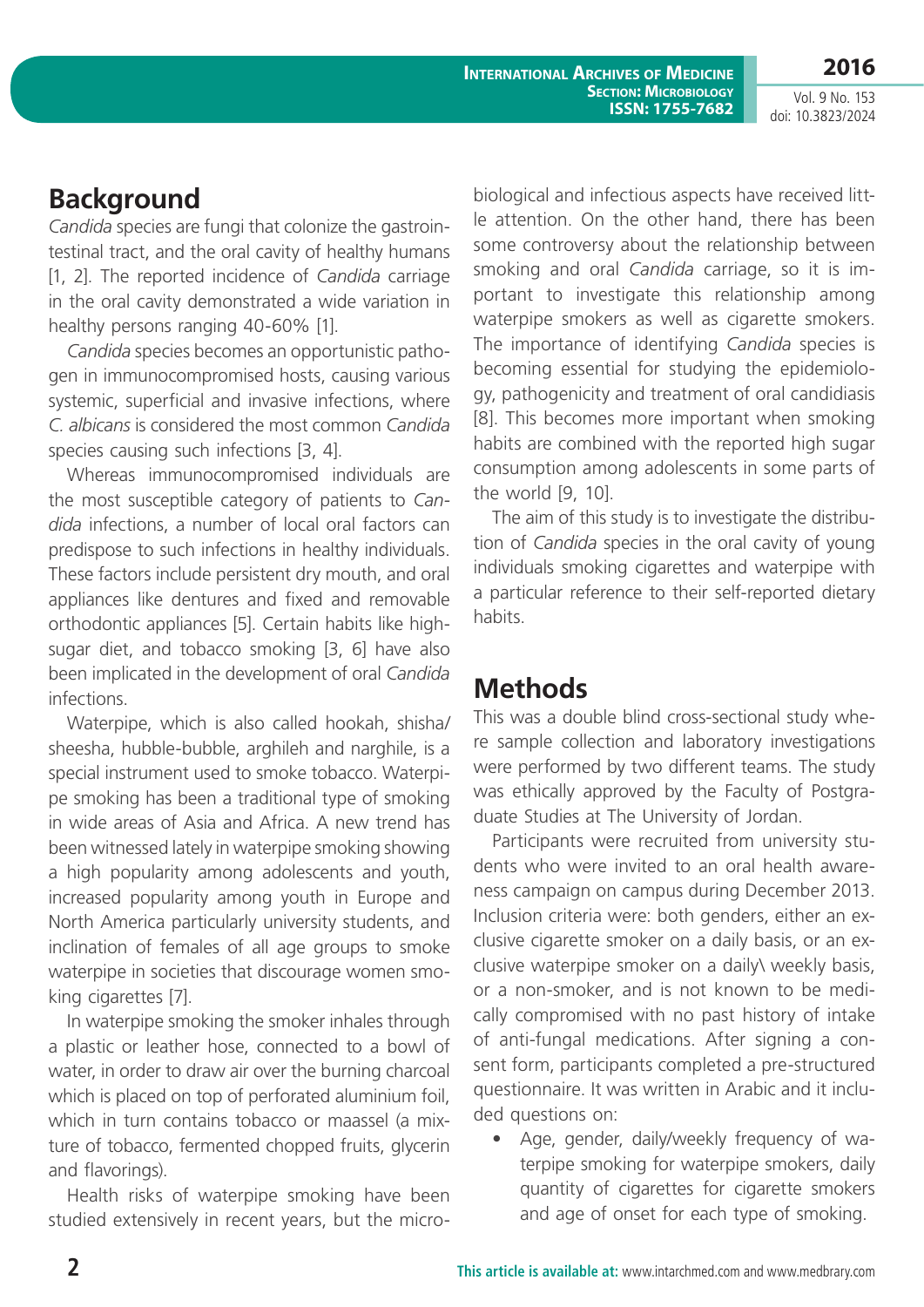## Background

*Candida* species are fungi that colonize the gastrointestinal tract, and the oral cavity of healthy humans [1, 2]. The reported incidence of *Candida* carriage in the oral cavity demonstrated a wide variation in healthy persons ranging 40-60% [1].

*Candida* species becomes an opportunistic pathogen in immunocompromised hosts, causing various systemic, superficial and invasive infections, where *C. albicans* is considered the most common *Candida* species causing such infections [3, 4].

Whereas immunocompromised individuals are the most susceptible category of patients to *Candida* infections, a number of local oral factors can predispose to such infections in healthy individuals. These factors include persistent dry mouth, and oral appliances like dentures and fixed and removable orthodontic appliances [5]. Certain habits like high-sugar diet, and tobacco smoking [3, 6] have also been implicated in the development of oral *Candida* infections.

Waterpipe, which is also called hookah, shisha/sheesha, hubble-bubble, arghileh and narghile, is a special instrument used to smoke tobacco. Waterpipe smoking has been a traditional type of smoking in wide areas of Asia and Africa. A new trend has been witnessed lately in waterpipe smoking showing a high popularity among adolescents and youth, increased popularity among youth in Europe and North America particularly university students, and inclination of females of all age groups to smoke waterpipe in societies that discourage women smoking cigarettes [7].

In waterpipe smoking the smoker inhales through a plastic or leather hose, connected to a bowl of water, in order to draw air over the burning charcoal which is placed on top of perforated aluminium foil, which in turn contains tobacco or maassel (a mixture of tobacco, fermented chopped fruits, glycerin and flavorings).

Health risks of waterpipe smoking have been studied extensively in recent years, but the microbiological and infectious aspects have received little attention. On the other hand, there has been some controversy about the relationship between smoking and oral *Candida* carriage, so it is important to investigate this relationship among waterpipe smokers as well as cigarette smokers. The importance of identifying *Candida* species is becoming essential for studying the epidemiology, pathogenicity and treatment of oral candidiasis [8]. This becomes more important when smoking habits are combined with the reported high sugar consumption among adolescents in some parts of the world [9, 10].

The aim of this study is to investigate the distribution of *Candida* species in the oral cavity of young individuals smoking cigarettes and waterpipe with a particular reference to their self-reported dietary habits.

## Methods

This was a double blind cross-sectional study where sample collection and laboratory investigations were performed by two different teams. The study was ethically approved by the Faculty of Postgraduate Studies at The University of Jordan.

Participants were recruited from university students who were invited to an oral health awareness campaign on campus during December 2013. Inclusion criteria were: both genders, either an exclusive cigarette smoker on a daily basis, or an exclusive waterpipe smoker on a daily\ weekly basis, or a non-smoker, and is not known to be medically compromised with no past history of intake of anti-fungal medications. After signing a consent form, participants completed a pre-structured questionnaire. It was written in Arabic and it included questions on:

- Age, gender, daily/weekly frequency of waterpipe smoking for waterpipe smokers, daily quantity of cigarettes for cigarette smokers and age of onset for each type of smoking.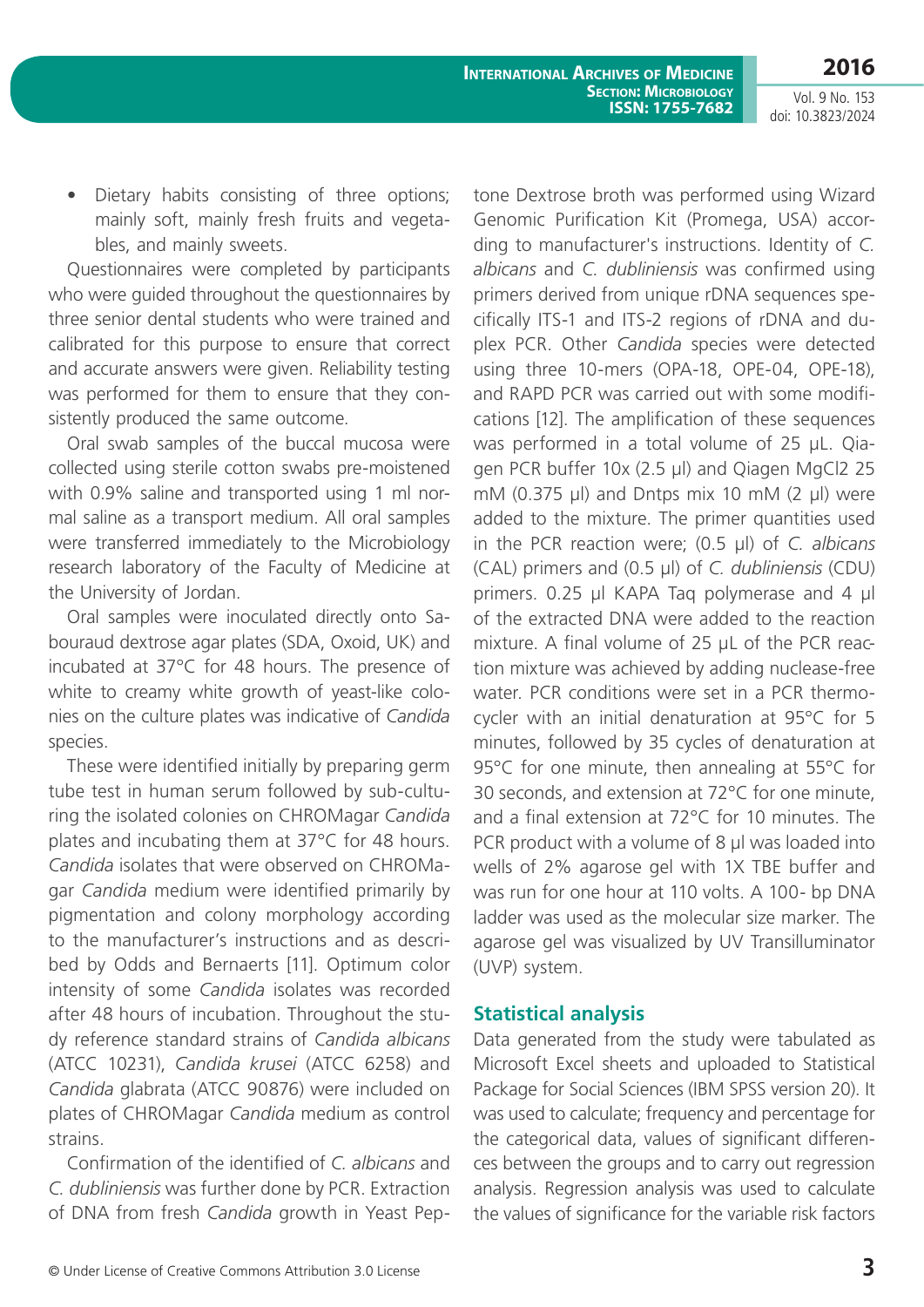- Dietary habits consisting of three options; mainly soft, mainly fresh fruits and vegetables, and mainly sweets.

Questionnaires were completed by participants who were guided throughout the questionnaires by three senior dental students who were trained and calibrated for this purpose to ensure that correct and accurate answers were given. Reliability testing was performed for them to ensure that they consistently produced the same outcome.

Oral swab samples of the buccal mucosa were collected using sterile cotton swabs pre-moistened with 0.9% saline and transported using 1 ml normal saline as a transport medium. All oral samples were transferred immediately to the Microbiology research laboratory of the Faculty of Medicine at the University of Jordan.

Oral samples were inoculated directly onto Sabouraud dextrose agar plates (SDA, Oxoid, UK) and incubated at 37°C for 48 hours. The presence of white to creamy white growth of yeast-like colonies on the culture plates was indicative of *Candida* species.

These were identified initially by preparing germ tube test in human serum followed by sub-culturing the isolated colonies on CHROMagar *Candida* plates and incubating them at 37°C for 48 hours. *Candida* isolates that were observed on CHROMagar *Candida* medium were identified primarily by pigmentation and colony morphology according to the manufacturer's instructions and as described by Odds and Bernaerts [11]. Optimum color intensity of some *Candida* isolates was recorded after 48 hours of incubation. Throughout the study reference standard strains of *Candida albicans* (ATCC 10231), *Candida krusei* (ATCC 6258) and *Candida* glabrata (ATCC 90876) were included on plates of CHROMagar *Candida* medium as control strains.

Confirmation of the identified of *C. albicans* and *C. dubliniensis* was further done by PCR. Extraction of DNA from fresh *Candida* growth in Yeast Peptone Dextrose broth was performed using Wizard Genomic Purification Kit (Promega, USA) according to manufacturer's instructions. Identity of *C. albicans* and *C. dubliniensis* was confirmed using primers derived from unique rDNA sequences specifically ITS-1 and ITS-2 regions of rDNA and duplex PCR. Other *Candida* species were detected using three 10-mers (OPA-18, OPE-04, OPE-18), and RAPD PCR was carried out with some modifications [12]. The amplification of these sequences was performed in a total volume of 25 µL. Qiagen PCR buffer 10x (2.5 µl) and Qiagen MgCl2 25 mM (0.375 µl) and Dntps mix 10 mM (2 µl) were added to the mixture. The primer quantities used in the PCR reaction were; (0.5 µl) of *C. albicans* (CAL) primers and (0.5 µl) of *C. dubliniensis* (CDU) primers. 0.25 µl KAPA Taq polymerase and 4 µl of the extracted DNA were added to the reaction mixture. A final volume of 25 µL of the PCR reaction mixture was achieved by adding nuclease-free water. PCR conditions were set in a PCR thermocycler with an initial denaturation at 95°C for 5 minutes, followed by 35 cycles of denaturation at 95°C for one minute, then annealing at 55°C for 30 seconds, and extension at 72°C for one minute, and a final extension at 72°C for 10 minutes. The PCR product with a volume of 8 µl was loaded into wells of 2% agarose gel with 1X TBE buffer and was run for one hour at 110 volts. A 100- bp DNA ladder was used as the molecular size marker. The agarose gel was visualized by UV Transilluminator (UVP) system.

## Statistical analysis

Data generated from the study were tabulated as Microsoft Excel sheets and uploaded to Statistical Package for Social Sciences (IBM SPSS version 20). It was used to calculate; frequency and percentage for the categorical data, values of significant differences between the groups and to carry out regression analysis. Regression analysis was used to calculate the values of significance for the variable risk factors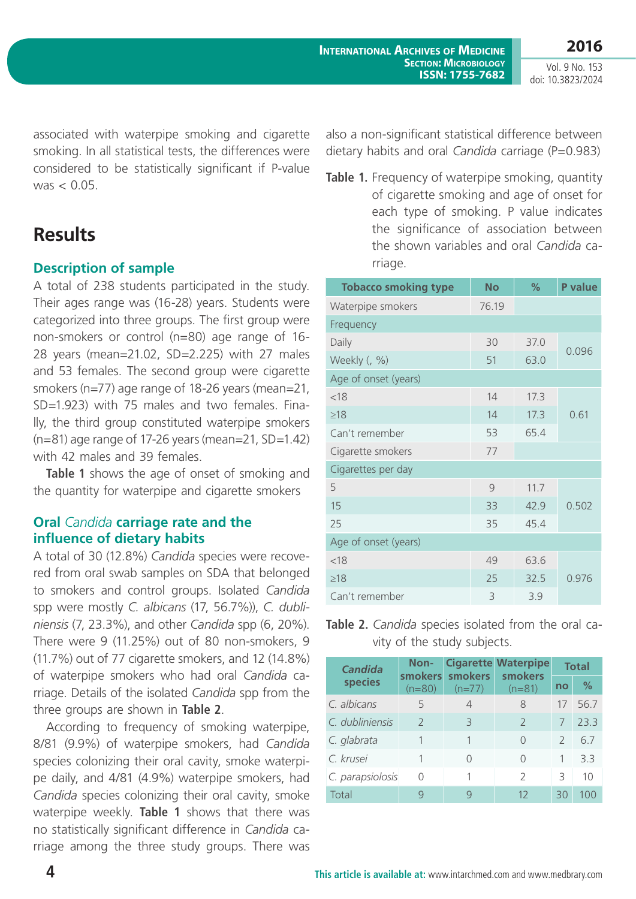associated with waterpipe smoking and cigarette smoking. In all statistical tests, the differences were considered to be statistically significant if P-value was < 0.05.

## Results

### Description of sample

A total of 238 students participated in the study. Their ages range was (16-28) years. Students were categorized into three groups. The first group were non-smokers or control (n=80) age range of 16-28 years (mean=21.02, SD=2.225) with 27 males and 53 females. The second group were cigarette smokers (n=77) age range of 18-26 years (mean=21, SD=1.923) with 75 males and two females. Finally, the third group constituted waterpipe smokers (n=81) age range of 17-26 years (mean=21, SD=1.42) with 42 males and 39 females.

**Table 1** shows the age of onset of smoking and the quantity for waterpipe and cigarette smokers

### Oral *Candida* carriage rate and the influence of dietary habits

A total of 30 (12.8%) *Candida* species were recovered from oral swab samples on SDA that belonged to smokers and control groups. Isolated *Candida* spp were mostly *C. albicans* (17, 56.7%)), *C. dubliniensis* (7, 23.3%), and other *Candida* spp (6, 20%). There were 9 (11.25%) out of 80 non-smokers, 9 (11.7%) out of 77 cigarette smokers, and 12 (14.8%) of waterpipe smokers who had oral *Candida* carriage. Details of the isolated *Candida* spp from the three groups are shown in **Table 2**.

According to frequency of smoking waterpipe, 8/81 (9.9%) of waterpipe smokers, had *Candida* species colonizing their oral cavity, smoke waterpipe daily, and 4/81 (4.9%) waterpipe smokers, had *Candida* species colonizing their oral cavity, smoke waterpipe weekly. **Table 1** shows that there was no statistically significant difference in *Candida* carriage among the three study groups. There was also a non-significant statistical difference between dietary habits and oral *Candida* carriage (P=0.983)

**Table 1.** Frequency of waterpipe smoking, quantity of cigarette smoking and age of onset for each type of smoking. P value indicates the significance of association between the shown variables and oral *Candida* carriage.

| Tobacco smoking type | No | % | P value |
|---|---|---|---|
| Waterpipe smokers | 76.19 | | |
| Frequency | | | |
| Daily | 30 | 37.0 | 0.096 |
| Weekly (, %) | 51 | 63.0 | |
| Age of onset (years) | | | |
| <18 | 14 | 17.3 | 0.61 |
| ≥18 | 14 | 17.3 | |
| Can't remember | 53 | 65.4 | |
| Cigarette smokers | 77 | | |
| Cigarettes per day | | | |
| 5 | 9 | 11.7 | 0.502 |
| 15 | 33 | 42.9 | |
| 25 | 35 | 45.4 | |
| Age of onset (years) | | | |
| <18 | 49 | 63.6 | 0.976 |
| ≥18 | 25 | 32.5 | |
| Can't remember | 3 | 3.9 | |

**Table 2.** *Candida* species isolated from the oral cavity of the study subjects.

| *Candida* species | Non-smokers (n=80) | Cigarette smokers (n=77) | Waterpipe smokers (n=81) | Total | |
|---|---|---|---|---|---|
| | | | | no | % |
| *C. albicans* | 5 | 4 | 8 | 17 | 56.7 |
| *C. dubliniensis* | 2 | 3 | 2 | 7 | 23.3 |
| *C. glabrata* | 1 | 1 | 0 | 2 | 6.7 |
| *C. krusei* | 1 | 0 | 0 | 1 | 3.3 |
| *C. parapsiolosis* | 0 | 1 | 2 | 3 | 10 |
| Total | 9 | 9 | 12 | 30 | 100 |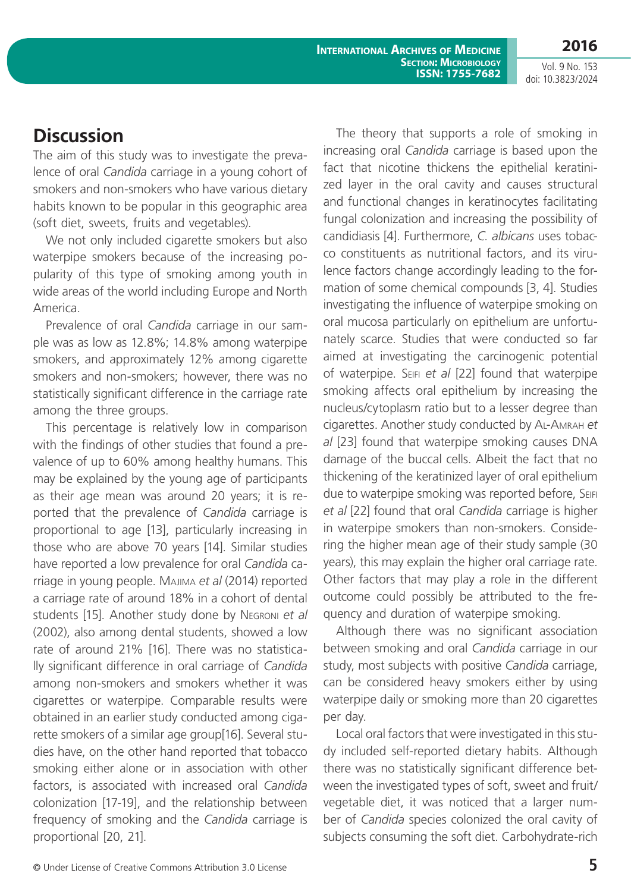## Discussion

The aim of this study was to investigate the prevalence of oral *Candida* carriage in a young cohort of smokers and non-smokers who have various dietary habits known to be popular in this geographic area (soft diet, sweets, fruits and vegetables).

We not only included cigarette smokers but also waterpipe smokers because of the increasing popularity of this type of smoking among youth in wide areas of the world including Europe and North America.

Prevalence of oral *Candida* carriage in our sample was as low as 12.8%; 14.8% among waterpipe smokers, and approximately 12% among cigarette smokers and non-smokers; however, there was no statistically significant difference in the carriage rate among the three groups.

This percentage is relatively low in comparison with the findings of other studies that found a prevalence of up to 60% among healthy humans. This may be explained by the young age of participants as their age mean was around 20 years; it is reported that the prevalence of *Candida* carriage is proportional to age [13], particularly increasing in those who are above 70 years [14]. Similar studies have reported a low prevalence for oral *Candida* carriage in young people. Majima *et al* (2014) reported a carriage rate of around 18% in a cohort of dental students [15]. Another study done by Negroni *et al* (2002), also among dental students, showed a low rate of around 21% [16]. There was no statistically significant difference in oral carriage of *Candida* among non-smokers and smokers whether it was cigarettes or waterpipe. Comparable results were obtained in an earlier study conducted among cigarette smokers of a similar age group[16]. Several studies have, on the other hand reported that tobacco smoking either alone or in association with other factors, is associated with increased oral *Candida* colonization [17-19], and the relationship between frequency of smoking and the *Candida* carriage is proportional [20, 21].

The theory that supports a role of smoking in increasing oral *Candida* carriage is based upon the fact that nicotine thickens the epithelial keratinized layer in the oral cavity and causes structural and functional changes in keratinocytes facilitating fungal colonization and increasing the possibility of candidiasis [4]. Furthermore, *C. albicans* uses tobacco constituents as nutritional factors, and its virulence factors change accordingly leading to the formation of some chemical compounds [3, 4]. Studies investigating the influence of waterpipe smoking on oral mucosa particularly on epithelium are unfortunately scarce. Studies that were conducted so far aimed at investigating the carcinogenic potential of waterpipe. Seifi *et al* [22] found that waterpipe smoking affects oral epithelium by increasing the nucleus/cytoplasm ratio but to a lesser degree than cigarettes. Another study conducted by Al-Amrah *et al* [23] found that waterpipe smoking causes DNA damage of the buccal cells. Albeit the fact that no thickening of the keratinized layer of oral epithelium due to waterpipe smoking was reported before, Seifi *et al* [22] found that oral *Candida* carriage is higher in waterpipe smokers than non-smokers. Considering the higher mean age of their study sample (30 years), this may explain the higher oral carriage rate. Other factors that may play a role in the different outcome could possibly be attributed to the frequency and duration of waterpipe smoking.

Although there was no significant association between smoking and oral *Candida* carriage in our study, most subjects with positive *Candida* carriage, can be considered heavy smokers either by using waterpipe daily or smoking more than 20 cigarettes per day.

Local oral factors that were investigated in this study included self-reported dietary habits. Although there was no statistically significant difference between the investigated types of soft, sweet and fruit/vegetable diet, it was noticed that a larger number of *Candida* species colonized the oral cavity of subjects consuming the soft diet. Carbohydrate-rich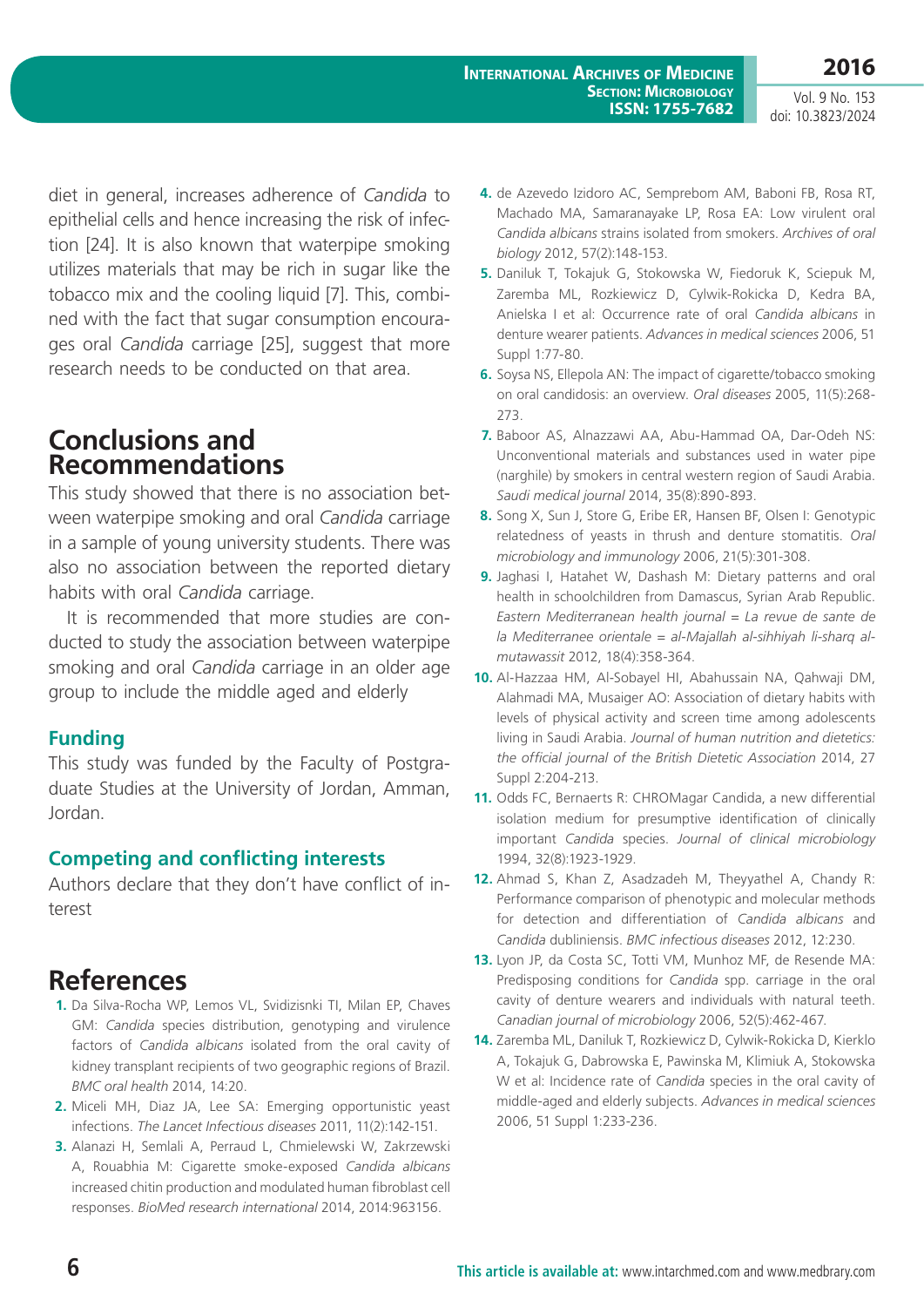diet in general, increases adherence of *Candida* to epithelial cells and hence increasing the risk of infection [24]. It is also known that waterpipe smoking utilizes materials that may be rich in sugar like the tobacco mix and the cooling liquid [7]. This, combined with the fact that sugar consumption encourages oral *Candida* carriage [25], suggest that more research needs to be conducted on that area.

## Conclusions and Recommendations

This study showed that there is no association between waterpipe smoking and oral *Candida* carriage in a sample of young university students. There was also no association between the reported dietary habits with oral *Candida* carriage.

It is recommended that more studies are conducted to study the association between waterpipe smoking and oral *Candida* carriage in an older age group to include the middle aged and elderly

### Funding

This study was funded by the Faculty of Postgraduate Studies at the University of Jordan, Amman, Jordan.

### Competing and conflicting interests

Authors declare that they don't have conflict of interest

## References

1. Da Silva-Rocha WP, Lemos VL, Svidizisnki TI, Milan EP, Chaves GM: *Candida* species distribution, genotyping and virulence factors of *Candida albicans* isolated from the oral cavity of kidney transplant recipients of two geographic regions of Brazil. *BMC oral health* 2014, 14:20.
2. Miceli MH, Diaz JA, Lee SA: Emerging opportunistic yeast infections. *The Lancet Infectious diseases* 2011, 11(2):142-151.
3. Alanazi H, Semlali A, Perraud L, Chmielewski W, Zakrzewski A, Rouabhia M: Cigarette smoke-exposed *Candida albicans* increased chitin production and modulated human fibroblast cell responses. *BioMed research international* 2014, 2014:963156.
4. de Azevedo Izidoro AC, Semprebom AM, Baboni FB, Rosa RT, Machado MA, Samaranayake LP, Rosa EA: Low virulent oral *Candida albicans* strains isolated from smokers. *Archives of oral biology* 2012, 57(2):148-153.
5. Daniluk T, Tokajuk G, Stokowska W, Fiedoruk K, Sciepuk M, Zaremba ML, Rozkiewicz D, Cylwik-Rokicka D, Kedra BA, Anielska I et al: Occurrence rate of oral *Candida albicans* in denture wearer patients. *Advances in medical sciences* 2006, 51 Suppl 1:77-80.
6. Soysa NS, Ellepola AN: The impact of cigarette/tobacco smoking on oral candidosis: an overview. *Oral diseases* 2005, 11(5):268-273.
7. Baboor AS, Alnazzawi AA, Abu-Hammad OA, Dar-Odeh NS: Unconventional materials and substances used in water pipe (narghile) by smokers in central western region of Saudi Arabia. *Saudi medical journal* 2014, 35(8):890-893.
8. Song X, Sun J, Store G, Eribe ER, Hansen BF, Olsen I: Genotypic relatedness of yeasts in thrush and denture stomatitis. *Oral microbiology and immunology* 2006, 21(5):301-308.
9. Jaghasi I, Hatahet W, Dashash M: Dietary patterns and oral health in schoolchildren from Damascus, Syrian Arab Republic. *Eastern Mediterranean health journal = La revue de sante de la Mediterranee orientale = al-Majallah al-sihhiyah li-sharq al-mutawassit* 2012, 18(4):358-364.
10. Al-Hazzaa HM, Al-Sobayel HI, Abahussain NA, Qahwaji DM, Alahmadi MA, Musaiger AO: Association of dietary habits with levels of physical activity and screen time among adolescents living in Saudi Arabia. *Journal of human nutrition and dietetics: the official journal of the British Dietetic Association* 2014, 27 Suppl 2:204-213.
11. Odds FC, Bernaerts R: CHROMagar Candida, a new differential isolation medium for presumptive identification of clinically important *Candida* species. *Journal of clinical microbiology* 1994, 32(8):1923-1929.
12. Ahmad S, Khan Z, Asadzadeh M, Theyyathel A, Chandy R: Performance comparison of phenotypic and molecular methods for detection and differentiation of *Candida albicans* and *Candida* dubliniensis. *BMC infectious diseases* 2012, 12:230.
13. Lyon JP, da Costa SC, Totti VM, Munhoz MF, de Resende MA: Predisposing conditions for *Candida* spp. carriage in the oral cavity of denture wearers and individuals with natural teeth. *Canadian journal of microbiology* 2006, 52(5):462-467.
14. Zaremba ML, Daniluk T, Rozkiewicz D, Cylwik-Rokicka D, Kierklo A, Tokajuk G, Dabrowska E, Pawinska M, Klimiuk A, Stokowska W et al: Incidence rate of *Candida* species in the oral cavity of middle-aged and elderly subjects. *Advances in medical sciences* 2006, 51 Suppl 1:233-236.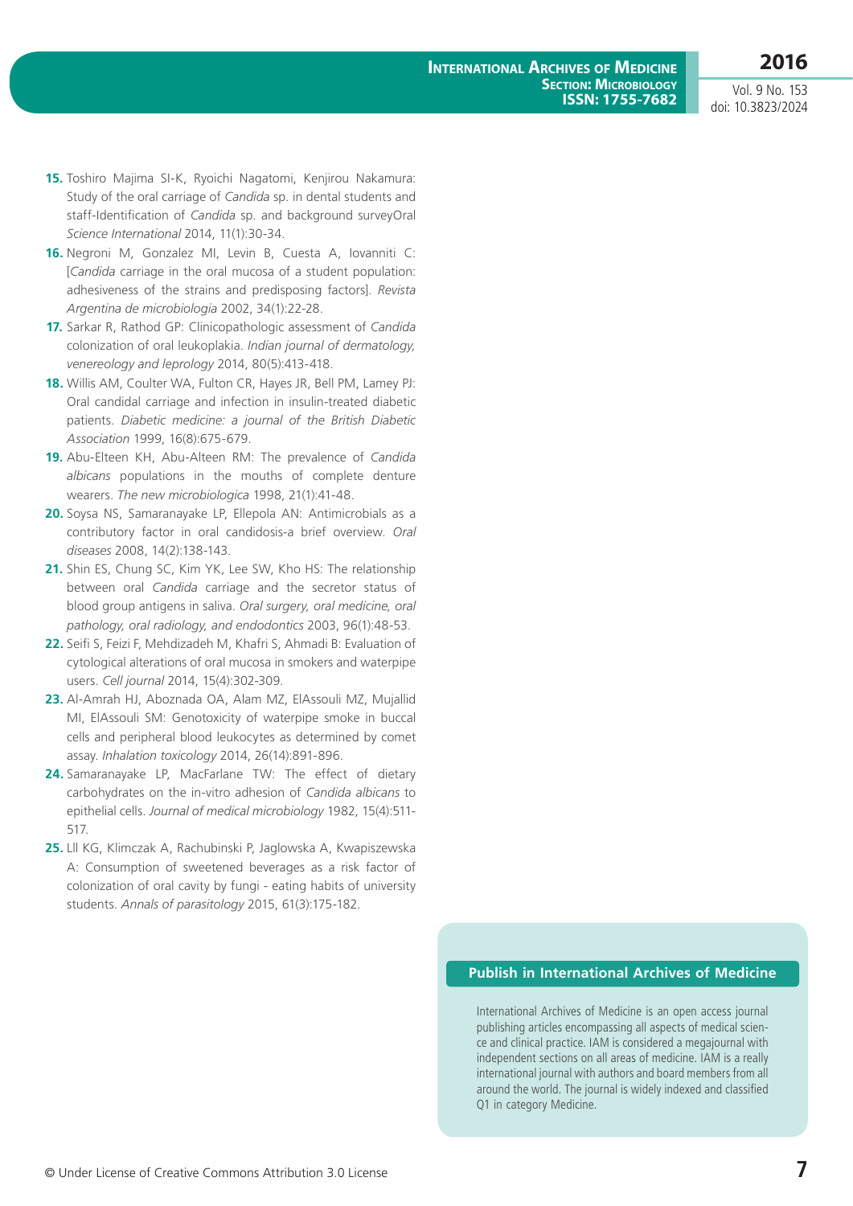15. Toshiro Majima SI-K, Ryoichi Nagatomi, Kenjirou Nakamura: Study of the oral carriage of *Candida* sp. in dental students and staff-Identification of *Candida* sp. and background surveyOral *Science International* 2014, 11(1):30-34.

16. Negroni M, Gonzalez MI, Levin B, Cuesta A, Iovanniti C: [*Candida* carriage in the oral mucosa of a student population: adhesiveness of the strains and predisposing factors]. *Revista Argentina de microbiologia* 2002, 34(1):22-28.

17. Sarkar R, Rathod GP: Clinicopathologic assessment of *Candida* colonization of oral leukoplakia. *Indian journal of dermatology, venereology and leprology* 2014, 80(5):413-418.

18. Willis AM, Coulter WA, Fulton CR, Hayes JR, Bell PM, Lamey PJ: Oral candidal carriage and infection in insulin-treated diabetic patients. *Diabetic medicine: a journal of the British Diabetic Association* 1999, 16(8):675-679.

19. Abu-Elteen KH, Abu-Alteen RM: The prevalence of *Candida albicans* populations in the mouths of complete denture wearers. *The new microbiologica* 1998, 21(1):41-48.

20. Soysa NS, Samaranayake LP, Ellepola AN: Antimicrobials as a contributory factor in oral candidosis-a brief overview. *Oral diseases* 2008, 14(2):138-143.

21. Shin ES, Chung SC, Kim YK, Lee SW, Kho HS: The relationship between oral *Candida* carriage and the secretor status of blood group antigens in saliva. *Oral surgery, oral medicine, oral pathology, oral radiology, and endodontics* 2003, 96(1):48-53.

22. Seifi S, Feizi F, Mehdizadeh M, Khafri S, Ahmadi B: Evaluation of cytological alterations of oral mucosa in smokers and waterpipe users. *Cell journal* 2014, 15(4):302-309.

23. Al-Amrah HJ, Aboznada OA, Alam MZ, ElAssouli MZ, Mujallid MI, ElAssouli SM: Genotoxicity of waterpipe smoke in buccal cells and peripheral blood leukocytes as determined by comet assay. *Inhalation toxicology* 2014, 26(14):891-896.

24. Samaranayake LP, MacFarlane TW: The effect of dietary carbohydrates on the in-vitro adhesion of *Candida albicans* to epithelial cells. *Journal of medical microbiology* 1982, 15(4):511-517.

25. Lll KG, Klimczak A, Rachubinski P, Jaglowska A, Kwapiszewska A: Consumption of sweetened beverages as a risk factor of colonization of oral cavity by fungi - eating habits of university students. *Annals of parasitology* 2015, 61(3):175-182.

**Publish in International Archives of Medicine**

International Archives of Medicine is an open access journal publishing articles encompassing all aspects of medical science and clinical practice. IAM is considered a megajournal with independent sections on all areas of medicine. IAM is a really international journal with authors and board members from all around the world. The journal is widely indexed and classified Q1 in category Medicine.